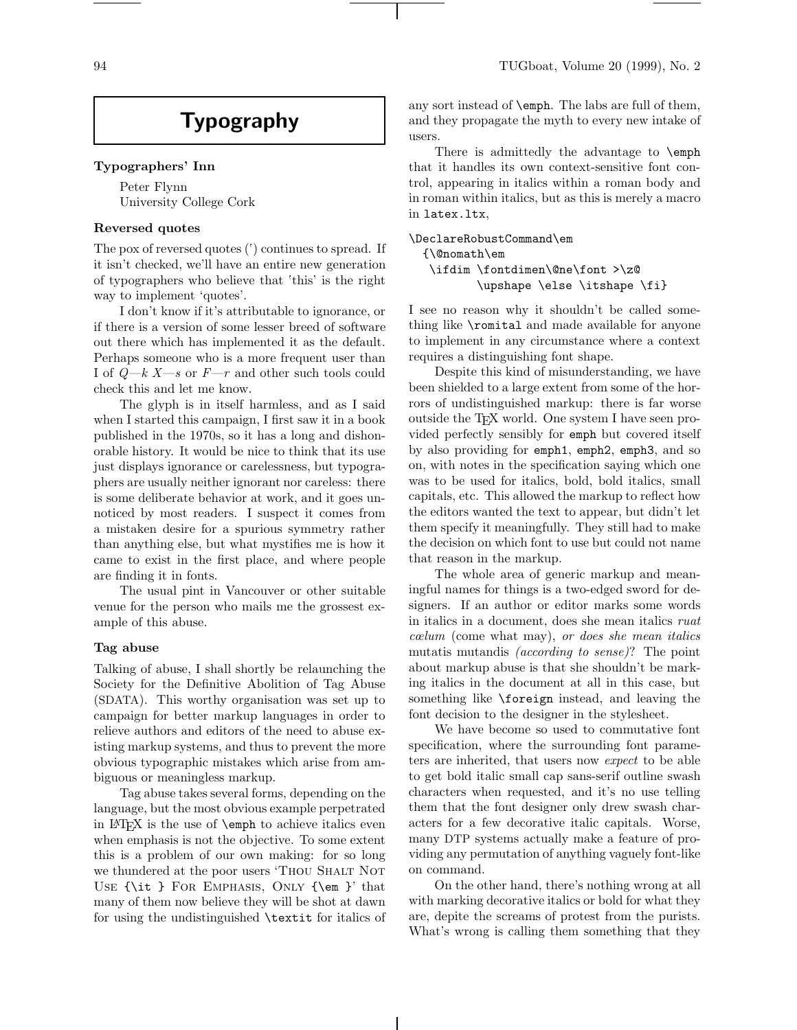# Typography

### Typographers' Inn

Peter Flynn
University College Cork

### Reversed quotes

The pox of reversed quotes (‛) continues to spread. If it isn't checked, we'll have an entire new generation of typographers who believe that ‛this' is the right way to implement 'quotes'.

I don't know if it's attributable to ignorance, or if there is a version of some lesser breed of software out there which has implemented it as the default. Perhaps someone who is a more frequent user than I of *Q—k X—s* or *F—r* and other such tools could check this and let me know.

The glyph is in itself harmless, and as I said when I started this campaign, I first saw it in a book published in the 1970s, so it has a long and dishonorable history. It would be nice to think that its use just displays ignorance or carelessness, but typographers are usually neither ignorant nor careless: there is some deliberate behavior at work, and it goes unnoticed by most readers. I suspect it comes from a mistaken desire for a spurious symmetry rather than anything else, but what mystifies me is how it came to exist in the first place, and where people are finding it in fonts.

The usual pint in Vancouver or other suitable venue for the person who mails me the grossest example of this abuse.

### Tag abuse

Talking of abuse, I shall shortly be relaunching the Society for the Definitive Abolition of Tag Abuse (SDATA). This worthy organisation was set up to campaign for better markup languages in order to relieve authors and editors of the need to abuse existing markup systems, and thus to prevent the more obvious typographic mistakes which arise from ambiguous or meaningless markup.

Tag abuse takes several forms, depending on the language, but the most obvious example perpetrated in LaTeX is the use of `\emph` to achieve italics even when emphasis is not the objective. To some extent this is a problem of our own making: for so long we thundered at the poor users 'Thou Shalt Not Use `{\it }` For Emphasis, Only `{\em }`' that many of them now believe they will be shot at dawn for using the undistinguished `\textit` for italics of any sort instead of `\emph`. The labs are full of them, and they propagate the myth to every new intake of users.

There is admittedly the advantage to `\emph` that it handles its own context-sensitive font control, appearing in italics within a roman body and in roman within italics, but as this is merely a macro in `latex.ltx`,

```
\DeclareRobustCommand\em
  {\@nomath\em
   \ifdim \fontdimen\@ne\font >\z@
        \upshape \else \itshape \fi}
```

I see no reason why it shouldn't be called something like `\romital` and made available for anyone to implement in any circumstance where a context requires a distinguishing font shape.

Despite this kind of misunderstanding, we have been shielded to a large extent from some of the horrors of undistinguished markup: there is far worse outside the TeX world. One system I have seen provided perfectly sensibly for `emph` but covered itself by also providing for `emph1`, `emph2`, `emph3`, and so on, with notes in the specification saying which one was to be used for italics, bold, bold italics, small capitals, etc. This allowed the markup to reflect how the editors wanted the text to appear, but didn't let them specify it meaningfully. They still had to make the decision on which font to use but could not name that reason in the markup.

The whole area of generic markup and meaningful names for things is a two-edged sword for designers. If an author or editor marks some words in italics in a document, does she mean italics *ruat cœlum* (come what may), *or does she mean italics* mutatis mutandis *(according to sense)*? The point about markup abuse is that she shouldn't be marking italics in the document at all in this case, but something like `\foreign` instead, and leaving the font decision to the designer in the stylesheet.

We have become so used to commutative font specification, where the surrounding font parameters are inherited, that users now *expect* to be able to get bold italic small cap sans-serif outline swash characters when requested, and it's no use telling them that the font designer only drew swash characters for a few decorative italic capitals. Worse, many DTP systems actually make a feature of providing any permutation of anything vaguely font-like on command.

On the other hand, there's nothing wrong at all with marking decorative italics or bold for what they are, depite the screams of protest from the purists. What's wrong is calling them something that they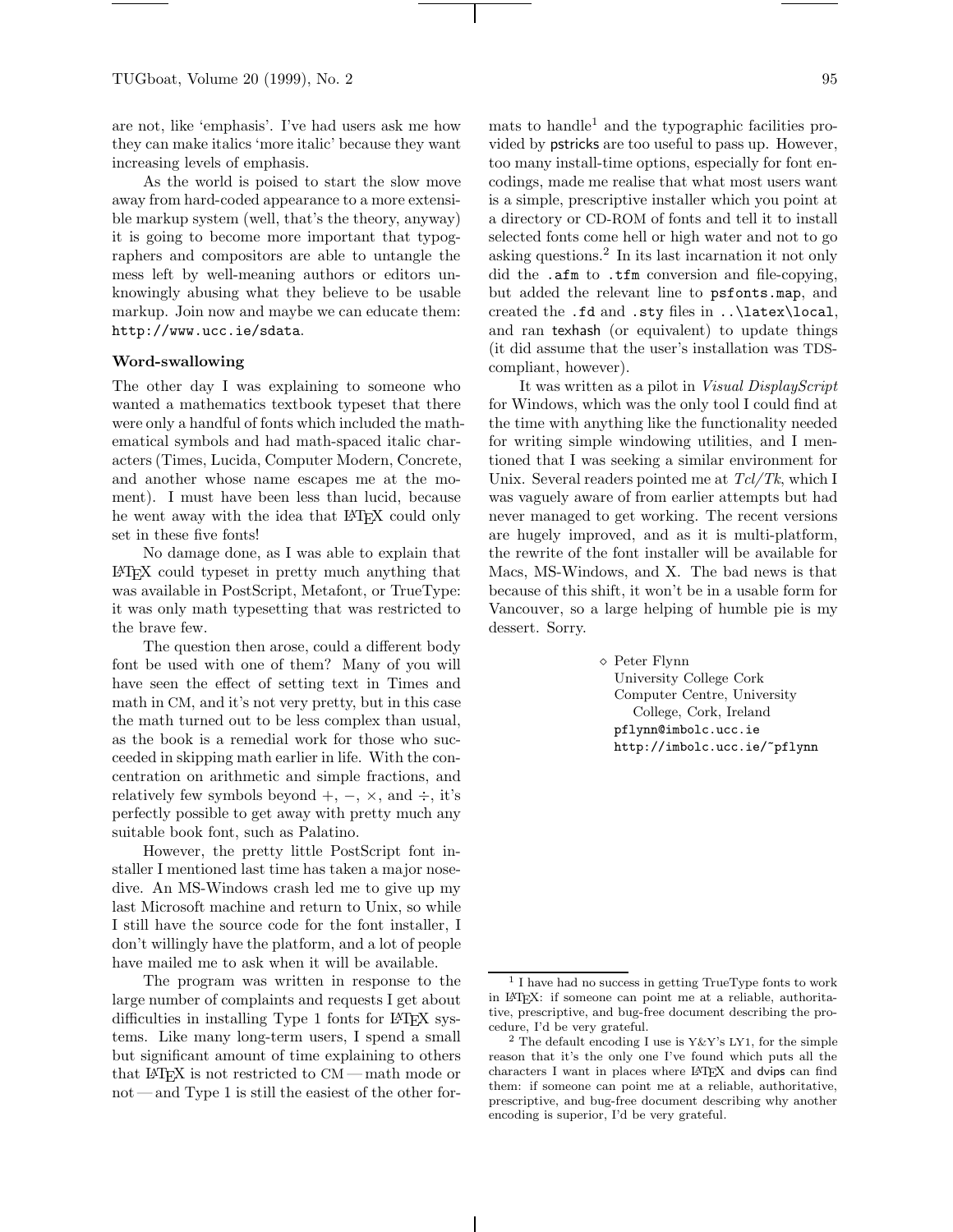are not, like 'emphasis'. I've had users ask me how they can make italics 'more italic' because they want increasing levels of emphasis.

As the world is poised to start the slow move away from hard-coded appearance to a more extensible markup system (well, that's the theory, anyway) it is going to become more important that typographers and compositors are able to untangle the mess left by well-meaning authors or editors unknowingly abusing what they believe to be usable markup. Join now and maybe we can educate them: `http://www.ucc.ie/sdata`.

### Word-swallowing

The other day I was explaining to someone who wanted a mathematics textbook typeset that there were only a handful of fonts which included the mathematical symbols and had math-spaced italic characters (Times, Lucida, Computer Modern, Concrete, and another whose name escapes me at the moment). I must have been less than lucid, because he went away with the idea that LaTeX could only set in these five fonts!

No damage done, as I was able to explain that LaTeX could typeset in pretty much anything that was available in PostScript, Metafont, or TrueType: it was only math typesetting that was restricted to the brave few.

The question then arose, could a different body font be used with one of them? Many of you will have seen the effect of setting text in Times and math in CM, and it's not very pretty, but in this case the math turned out to be less complex than usual, as the book is a remedial work for those who succeeded in skipping math earlier in life. With the concentration on arithmetic and simple fractions, and relatively few symbols beyond $+$, $-$, $\times$, and $\div$, it's perfectly possible to get away with pretty much any suitable book font, such as Palatino.

However, the pretty little PostScript font installer I mentioned last time has taken a major nosedive. An MS-Windows crash led me to give up my last Microsoft machine and return to Unix, so while I still have the source code for the font installer, I don't willingly have the platform, and a lot of people have mailed me to ask when it will be available.

The program was written in response to the large number of complaints and requests I get about difficulties in installing Type 1 fonts for LaTeX systems. Like many long-term users, I spend a small but significant amount of time explaining to others that LaTeX is not restricted to CM — math mode or not — and Type 1 is still the easiest of the other formats to handle[1] and the typographic facilities provided by pstricks are too useful to pass up. However, too many install-time options, especially for font encodings, made me realise that what most users want is a simple, prescriptive installer which you point at a directory or CD-ROM of fonts and tell it to install selected fonts come hell or high water and not to go asking questions.[2] In its last incarnation it not only did the `.afm` to `.tfm` conversion and file-copying, but added the relevant line to `psfonts.map`, and created the `.fd` and `.sty` files in `..\latex\local`, and ran texhash (or equivalent) to update things (it did assume that the user's installation was TDS-compliant, however).

It was written as a pilot in *Visual DisplayScript* for Windows, which was the only tool I could find at the time with anything like the functionality needed for writing simple windowing utilities, and I mentioned that I was seeking a similar environment for Unix. Several readers pointed me at *Tcl/Tk*, which I was vaguely aware of from earlier attempts but had never managed to get working. The recent versions are hugely improved, and as it is multi-platform, the rewrite of the font installer will be available for Macs, MS-Windows, and X. The bad news is that because of this shift, it won't be in a usable form for Vancouver, so a large helping of humble pie is my dessert. Sorry.

◇ Peter Flynn
University College Cork
Computer Centre, University College, Cork, Ireland
`pflynn@imbolc.ucc.ie`
`http://imbolc.ucc.ie/~pflynn`

---

[1] I have had no success in getting TrueType fonts to work in LaTeX: if someone can point me at a reliable, authoritative, prescriptive, and bug-free document describing the procedure, I'd be very grateful.

[2] The default encoding I use is Y&Y's LY1, for the simple reason that it's the only one I've found which puts all the characters I want in places where LaTeX and dvips can find them: if someone can point me at a reliable, authoritative, prescriptive, and bug-free document describing why another encoding is superior, I'd be very grateful.